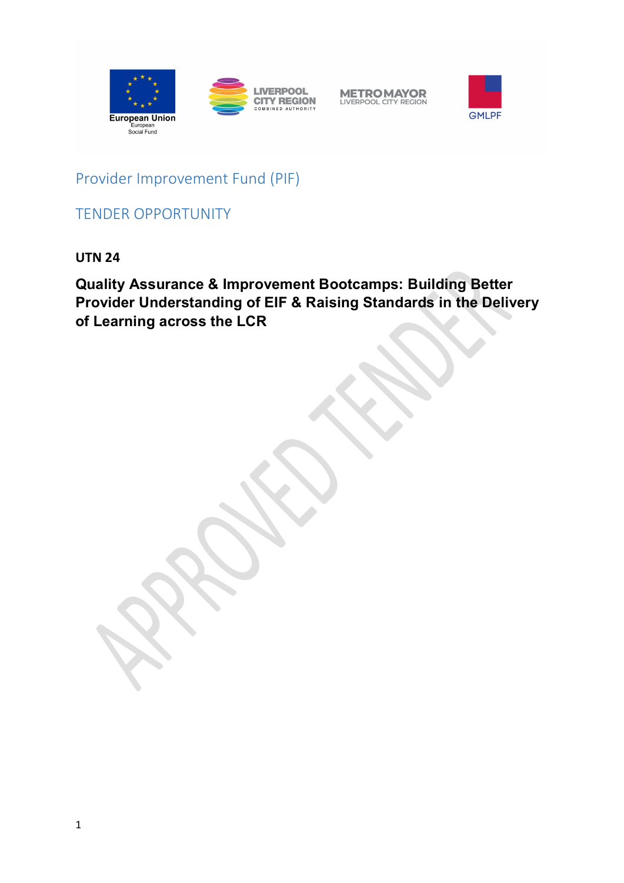# Provider Improvement Fund (PIF)

## TENDER OPPORTUNITY

**UTN 24**

**Quality Assurance & Improvement Bootcamps: Building Better Provider Understanding of EIF & Raising Standards in the Delivery of Learning across the LCR**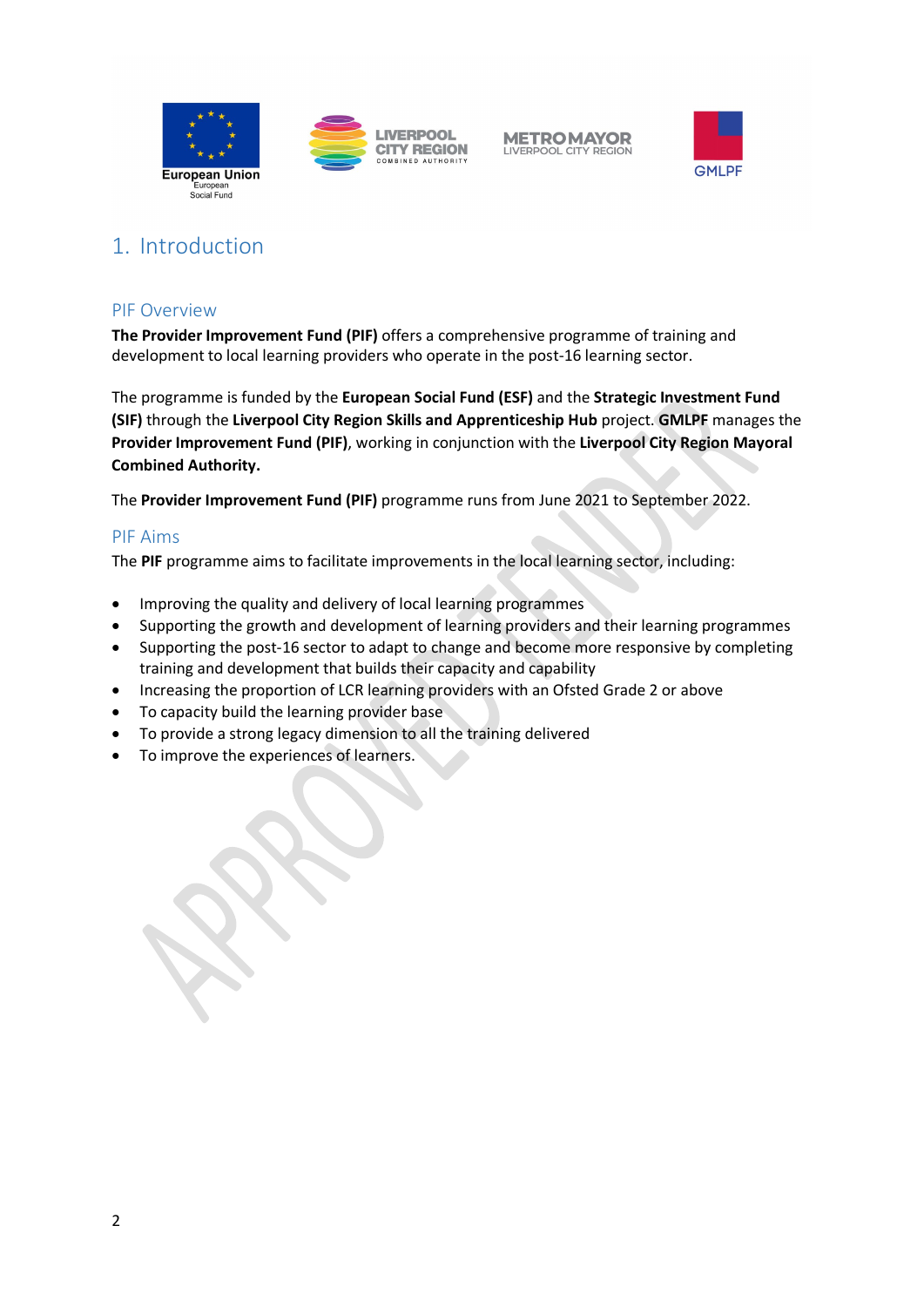# 1. Introduction

## PIF Overview

**The Provider Improvement Fund (PIF)** offers a comprehensive programme of training and development to local learning providers who operate in the post-16 learning sector.

The programme is funded by the **European Social Fund (ESF)** and the **Strategic Investment Fund (SIF)** through the **Liverpool City Region Skills and Apprenticeship Hub** project. **GMLPF** manages the **Provider Improvement Fund (PIF)**, working in conjunction with the **Liverpool City Region Mayoral Combined Authority.**

The **Provider Improvement Fund (PIF)** programme runs from June 2021 to September 2022.

## PIF Aims

The **PIF** programme aims to facilitate improvements in the local learning sector, including:

- Improving the quality and delivery of local learning programmes
- Supporting the growth and development of learning providers and their learning programmes
- Supporting the post-16 sector to adapt to change and become more responsive by completing training and development that builds their capacity and capability
- Increasing the proportion of LCR learning providers with an Ofsted Grade 2 or above
- To capacity build the learning provider base
- To provide a strong legacy dimension to all the training delivered
- To improve the experiences of learners.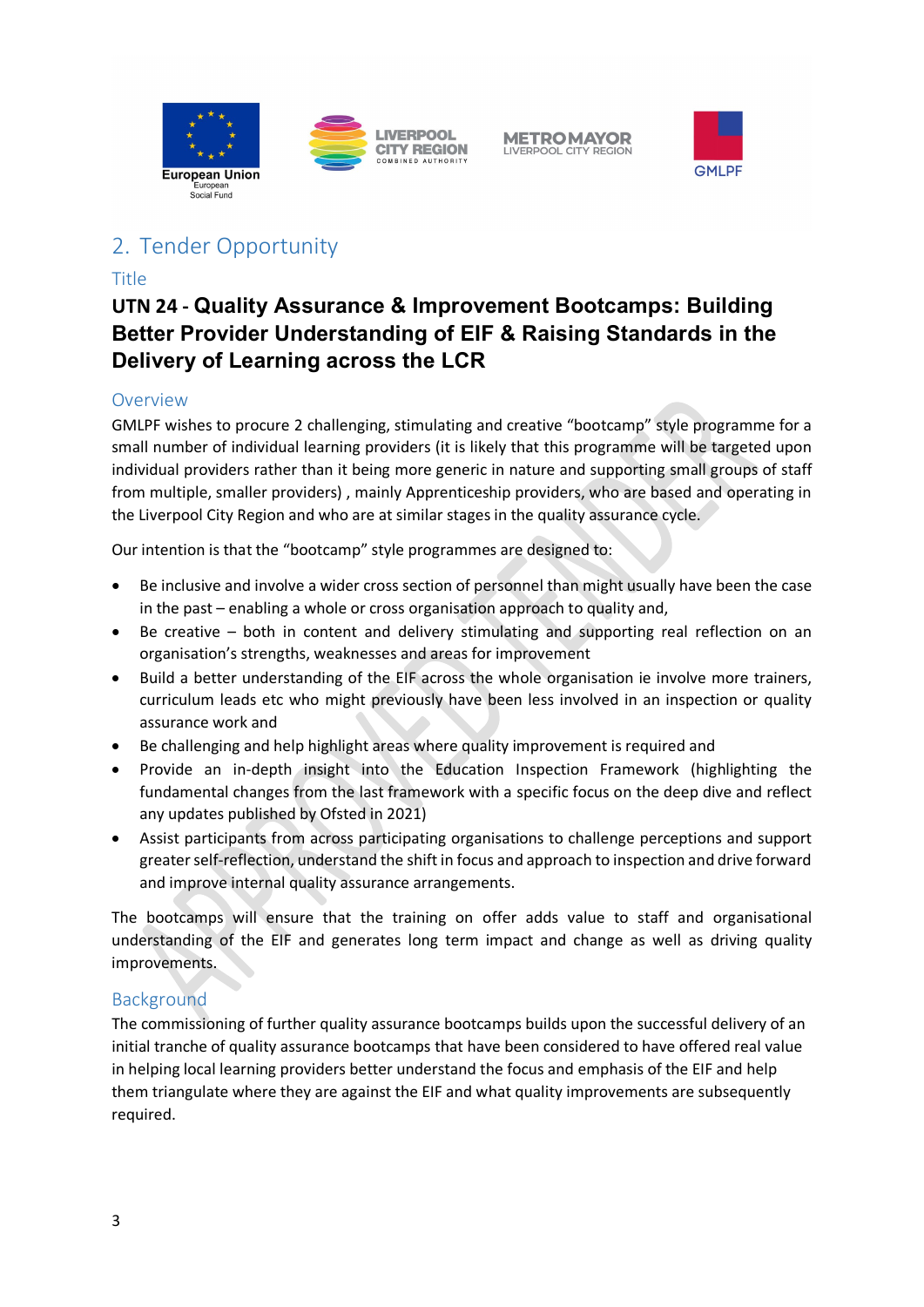## 2. Tender Opportunity

### Title

**UTN 24 - Quality Assurance & Improvement Bootcamps: Building Better Provider Understanding of EIF & Raising Standards in the Delivery of Learning across the LCR**

### Overview

GMLPF wishes to procure 2 challenging, stimulating and creative "bootcamp" style programme for a small number of individual learning providers (it is likely that this programme will be targeted upon individual providers rather than it being more generic in nature and supporting small groups of staff from multiple, smaller providers) , mainly Apprenticeship providers, who are based and operating in the Liverpool City Region and who are at similar stages in the quality assurance cycle.

Our intention is that the "bootcamp" style programmes are designed to:

- Be inclusive and involve a wider cross section of personnel than might usually have been the case in the past – enabling a whole or cross organisation approach to quality and,
- Be creative – both in content and delivery stimulating and supporting real reflection on an organisation's strengths, weaknesses and areas for improvement
- Build a better understanding of the EIF across the whole organisation ie involve more trainers, curriculum leads etc who might previously have been less involved in an inspection or quality assurance work and
- Be challenging and help highlight areas where quality improvement is required and
- Provide an in-depth insight into the Education Inspection Framework (highlighting the fundamental changes from the last framework with a specific focus on the deep dive and reflect any updates published by Ofsted in 2021)
- Assist participants from across participating organisations to challenge perceptions and support greater self-reflection, understand the shift in focus and approach to inspection and drive forward and improve internal quality assurance arrangements.

The bootcamps will ensure that the training on offer adds value to staff and organisational understanding of the EIF and generates long term impact and change as well as driving quality improvements.

### Background

The commissioning of further quality assurance bootcamps builds upon the successful delivery of an initial tranche of quality assurance bootcamps that have been considered to have offered real value in helping local learning providers better understand the focus and emphasis of the EIF and help them triangulate where they are against the EIF and what quality improvements are subsequently required.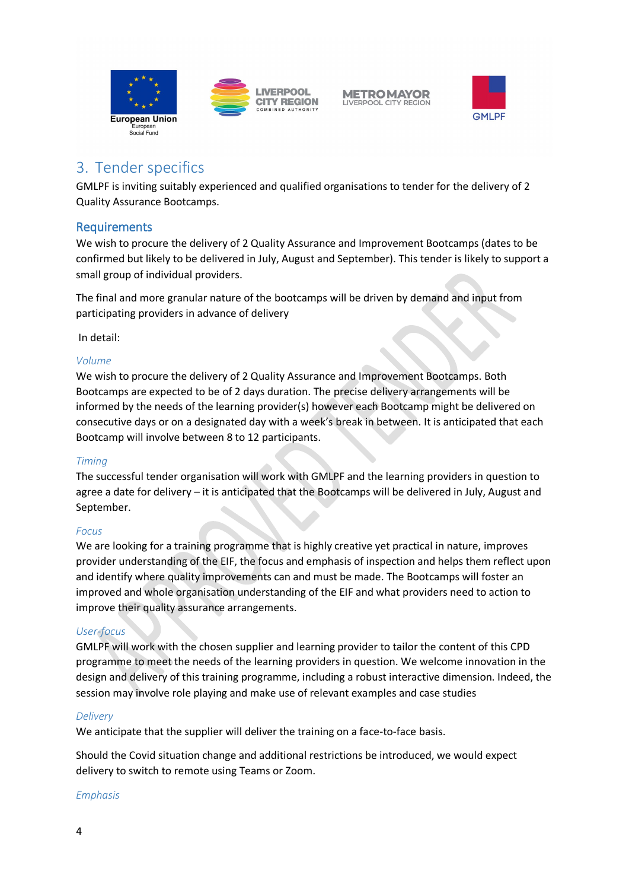## 3. Tender specifics

GMLPF is inviting suitably experienced and qualified organisations to tender for the delivery of 2 Quality Assurance Bootcamps.

### Requirements

We wish to procure the delivery of 2 Quality Assurance and Improvement Bootcamps (dates to be confirmed but likely to be delivered in July, August and September). This tender is likely to support a small group of individual providers.

The final and more granular nature of the bootcamps will be driven by demand and input from participating providers in advance of delivery

In detail:

#### *Volume*

We wish to procure the delivery of 2 Quality Assurance and Improvement Bootcamps. Both Bootcamps are expected to be of 2 days duration. The precise delivery arrangements will be informed by the needs of the learning provider(s) however each Bootcamp might be delivered on consecutive days or on a designated day with a week's break in between. It is anticipated that each Bootcamp will involve between 8 to 12 participants.

#### *Timing*

The successful tender organisation will work with GMLPF and the learning providers in question to agree a date for delivery – it is anticipated that the Bootcamps will be delivered in July, August and September.

#### *Focus*

We are looking for a training programme that is highly creative yet practical in nature, improves provider understanding of the EIF, the focus and emphasis of inspection and helps them reflect upon and identify where quality improvements can and must be made. The Bootcamps will foster an improved and whole organisation understanding of the EIF and what providers need to action to improve their quality assurance arrangements.

#### *User-focus*

GMLPF will work with the chosen supplier and learning provider to tailor the content of this CPD programme to meet the needs of the learning providers in question. We welcome innovation in the design and delivery of this training programme, including a robust interactive dimension. Indeed, the session may involve role playing and make use of relevant examples and case studies

#### *Delivery*

We anticipate that the supplier will deliver the training on a face-to-face basis.

Should the Covid situation change and additional restrictions be introduced, we would expect delivery to switch to remote using Teams or Zoom.

#### *Emphasis*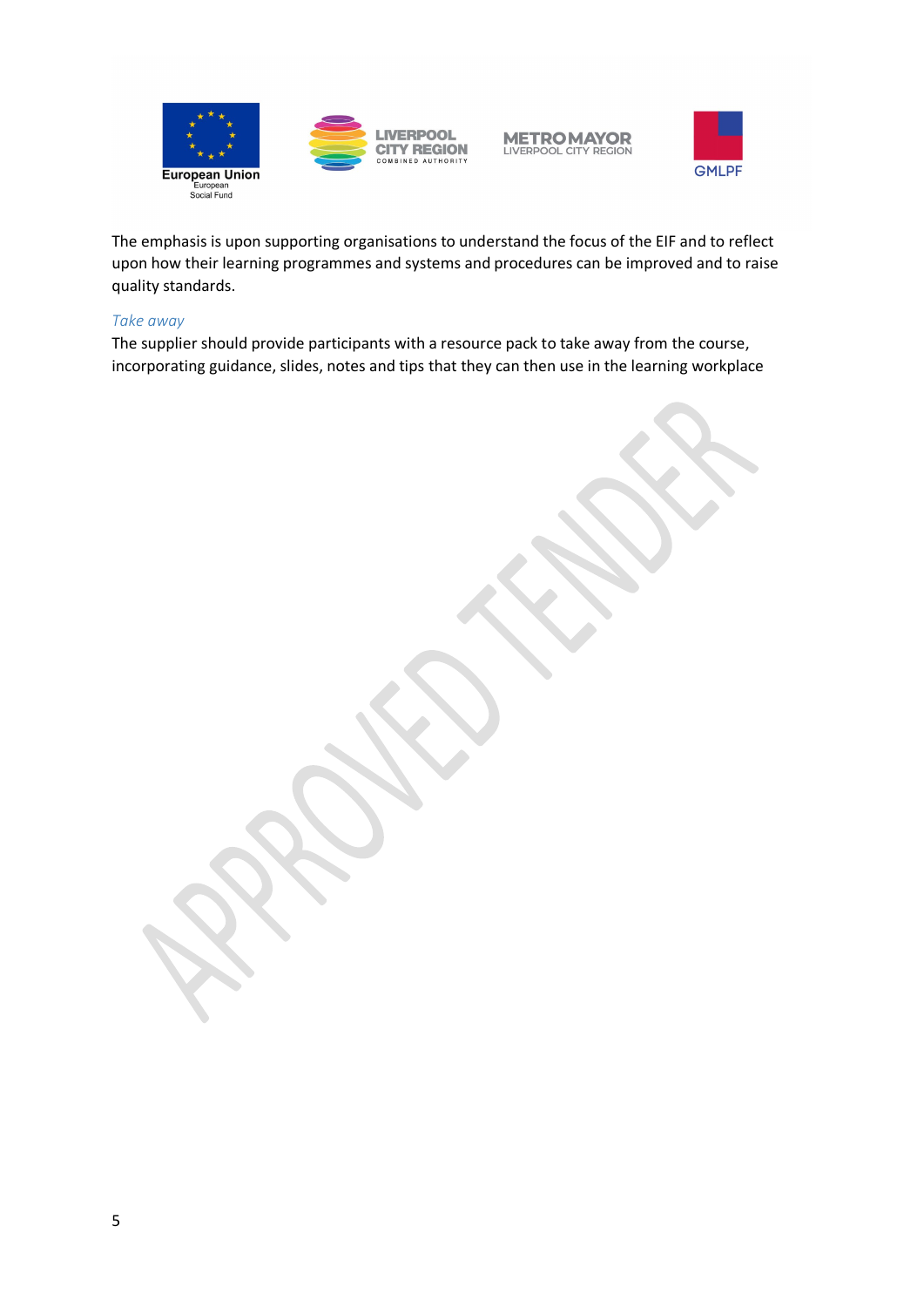The emphasis is upon supporting organisations to understand the focus of the EIF and to reflect upon how their learning programmes and systems and procedures can be improved and to raise quality standards.

### *Take away*

The supplier should provide participants with a resource pack to take away from the course, incorporating guidance, slides, notes and tips that they can then use in the learning workplace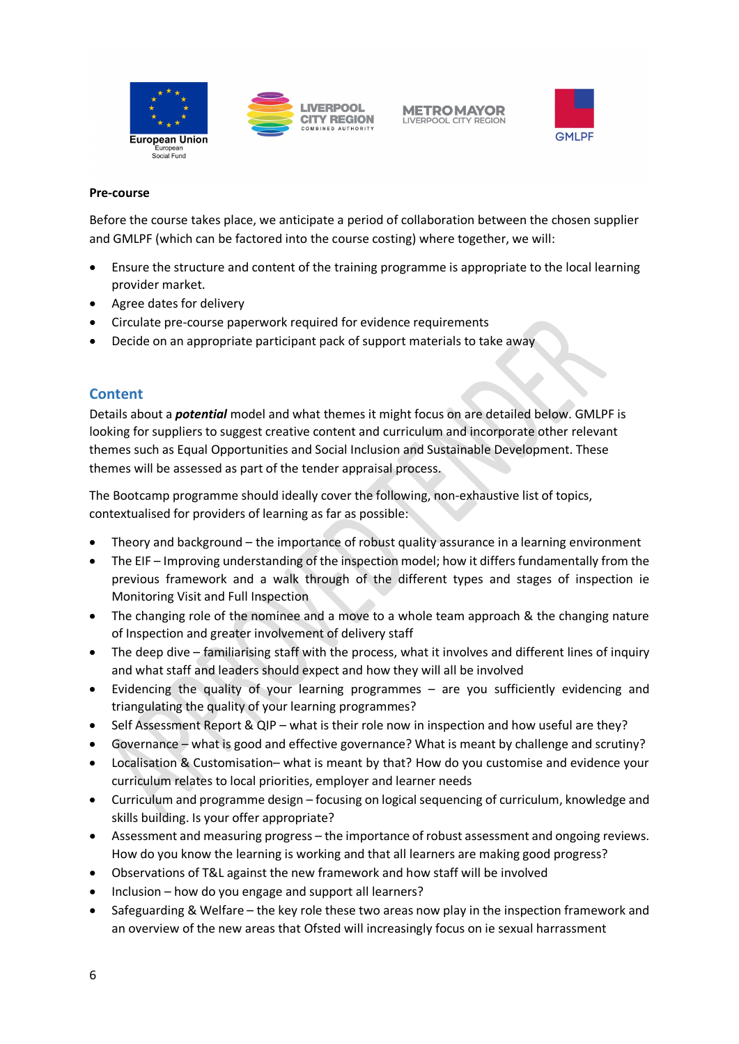**Pre-course**

Before the course takes place, we anticipate a period of collaboration between the chosen supplier and GMLPF (which can be factored into the course costing) where together, we will:

- Ensure the structure and content of the training programme is appropriate to the local learning provider market.
- Agree dates for delivery
- Circulate pre-course paperwork required for evidence requirements
- Decide on an appropriate participant pack of support materials to take away

## Content

Details about a ***potential*** model and what themes it might focus on are detailed below. GMLPF is looking for suppliers to suggest creative content and curriculum and incorporate other relevant themes such as Equal Opportunities and Social Inclusion and Sustainable Development. These themes will be assessed as part of the tender appraisal process.

The Bootcamp programme should ideally cover the following, non-exhaustive list of topics, contextualised for providers of learning as far as possible:

- Theory and background – the importance of robust quality assurance in a learning environment
- The EIF – Improving understanding of the inspection model; how it differs fundamentally from the previous framework and a walk through of the different types and stages of inspection ie Monitoring Visit and Full Inspection
- The changing role of the nominee and a move to a whole team approach & the changing nature of Inspection and greater involvement of delivery staff
- The deep dive – familiarising staff with the process, what it involves and different lines of inquiry and what staff and leaders should expect and how they will all be involved
- Evidencing the quality of your learning programmes – are you sufficiently evidencing and triangulating the quality of your learning programmes?
- Self Assessment Report & QIP – what is their role now in inspection and how useful are they?
- Governance – what is good and effective governance? What is meant by challenge and scrutiny?
- Localisation & Customisation– what is meant by that? How do you customise and evidence your curriculum relates to local priorities, employer and learner needs
- Curriculum and programme design – focusing on logical sequencing of curriculum, knowledge and skills building. Is your offer appropriate?
- Assessment and measuring progress – the importance of robust assessment and ongoing reviews. How do you know the learning is working and that all learners are making good progress?
- Observations of T&L against the new framework and how staff will be involved
- Inclusion – how do you engage and support all learners?
- Safeguarding & Welfare – the key role these two areas now play in the inspection framework and an overview of the new areas that Ofsted will increasingly focus on ie sexual harrassment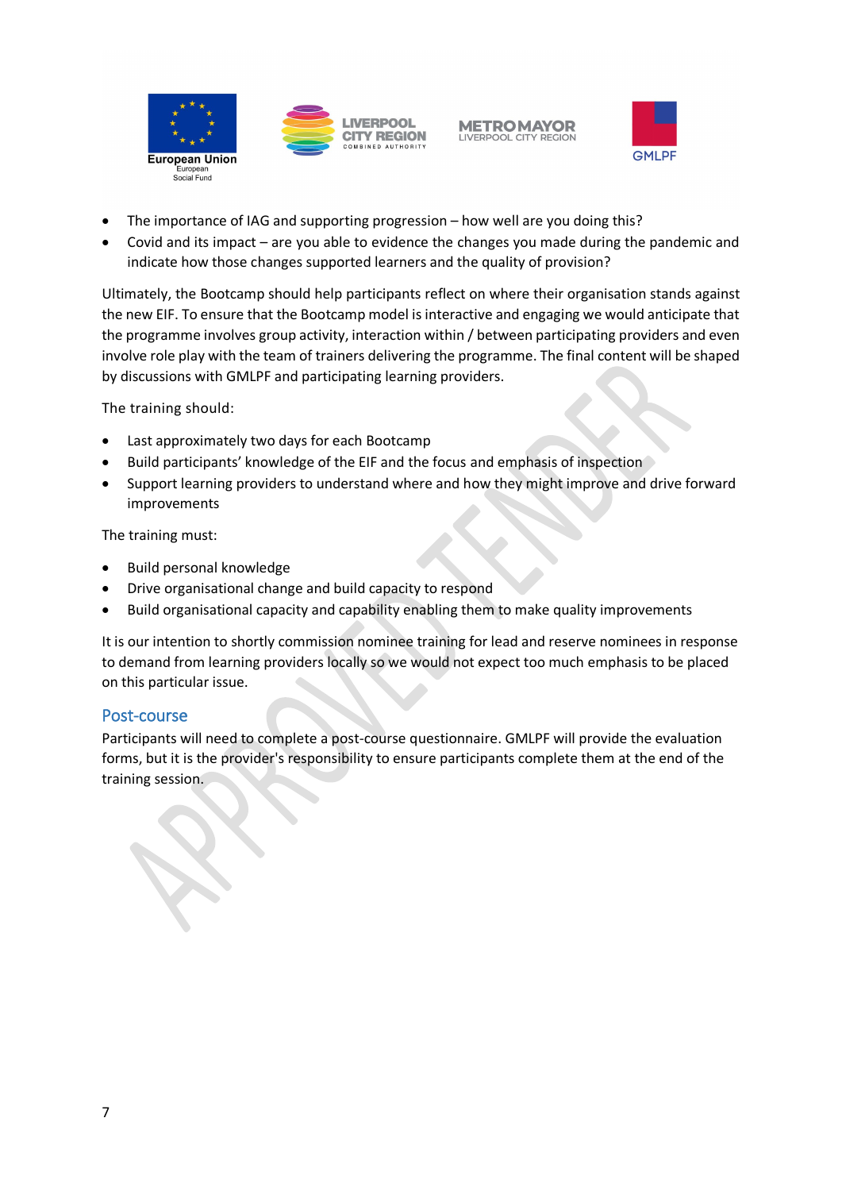- The importance of IAG and supporting progression – how well are you doing this?
- Covid and its impact – are you able to evidence the changes you made during the pandemic and indicate how those changes supported learners and the quality of provision?

Ultimately, the Bootcamp should help participants reflect on where their organisation stands against the new EIF. To ensure that the Bootcamp model is interactive and engaging we would anticipate that the programme involves group activity, interaction within / between participating providers and even involve role play with the team of trainers delivering the programme. The final content will be shaped by discussions with GMLPF and participating learning providers.

The training should:

- Last approximately two days for each Bootcamp
- Build participants' knowledge of the EIF and the focus and emphasis of inspection
- Support learning providers to understand where and how they might improve and drive forward improvements

The training must:

- Build personal knowledge
- Drive organisational change and build capacity to respond
- Build organisational capacity and capability enabling them to make quality improvements

It is our intention to shortly commission nominee training for lead and reserve nominees in response to demand from learning providers locally so we would not expect too much emphasis to be placed on this particular issue.

## Post-course

Participants will need to complete a post-course questionnaire. GMLPF will provide the evaluation forms, but it is the provider's responsibility to ensure participants complete them at the end of the training session.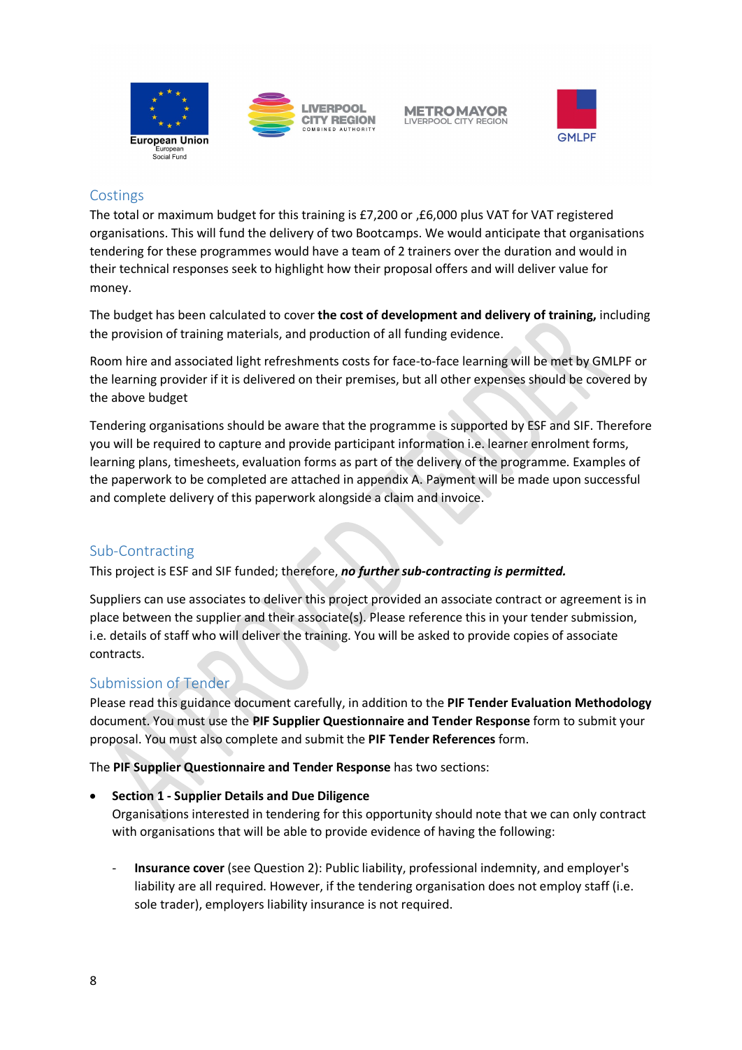## Costings

The total or maximum budget for this training is £7,200 or ,£6,000 plus VAT for VAT registered organisations. This will fund the delivery of two Bootcamps. We would anticipate that organisations tendering for these programmes would have a team of 2 trainers over the duration and would in their technical responses seek to highlight how their proposal offers and will deliver value for money.

The budget has been calculated to cover **the cost of development and delivery of training,** including the provision of training materials, and production of all funding evidence.

Room hire and associated light refreshments costs for face-to-face learning will be met by GMLPF or the learning provider if it is delivered on their premises, but all other expenses should be covered by the above budget

Tendering organisations should be aware that the programme is supported by ESF and SIF. Therefore you will be required to capture and provide participant information i.e. learner enrolment forms, learning plans, timesheets, evaluation forms as part of the delivery of the programme. Examples of the paperwork to be completed are attached in appendix A. Payment will be made upon successful and complete delivery of this paperwork alongside a claim and invoice.

## Sub-Contracting

This project is ESF and SIF funded; therefore, ***no further sub-contracting is permitted.***

Suppliers can use associates to deliver this project provided an associate contract or agreement is in place between the supplier and their associate(s). Please reference this in your tender submission, i.e. details of staff who will deliver the training. You will be asked to provide copies of associate contracts.

## Submission of Tender

Please read this guidance document carefully, in addition to the **PIF Tender Evaluation Methodology** document. You must use the **PIF Supplier Questionnaire and Tender Response** form to submit your proposal. You must also complete and submit the **PIF Tender References** form.

The **PIF Supplier Questionnaire and Tender Response** has two sections:

- **Section 1 - Supplier Details and Due Diligence**
  Organisations interested in tendering for this opportunity should note that we can only contract with organisations that will be able to provide evidence of having the following:

  - **Insurance cover** (see Question 2): Public liability, professional indemnity, and employer's liability are all required. However, if the tendering organisation does not employ staff (i.e. sole trader), employers liability insurance is not required.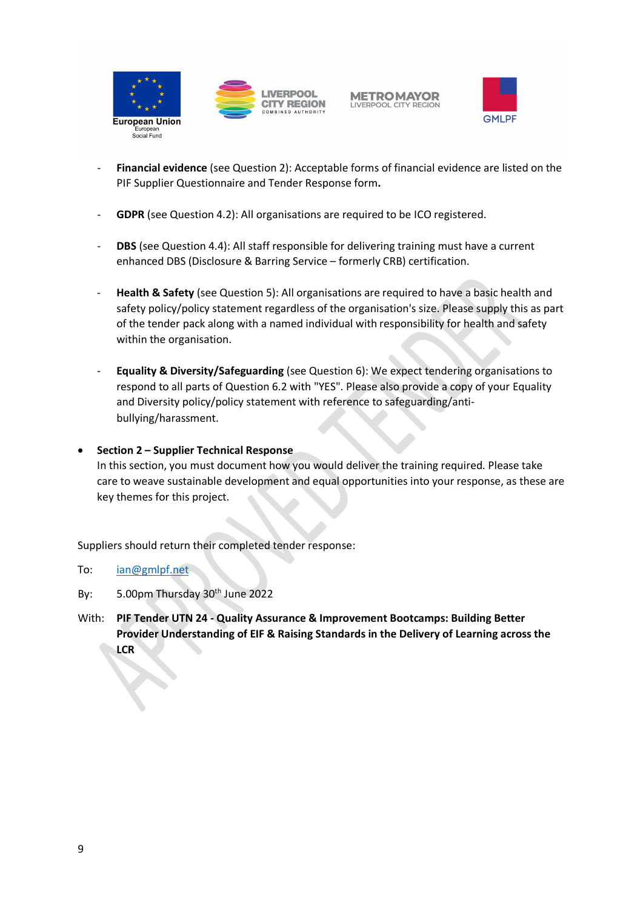- **Financial evidence** (see Question 2): Acceptable forms of financial evidence are listed on the PIF Supplier Questionnaire and Tender Response form**.**

- **GDPR** (see Question 4.2): All organisations are required to be ICO registered.

- **DBS** (see Question 4.4): All staff responsible for delivering training must have a current enhanced DBS (Disclosure & Barring Service – formerly CRB) certification.

- **Health & Safety** (see Question 5): All organisations are required to have a basic health and safety policy/policy statement regardless of the organisation's size. Please supply this as part of the tender pack along with a named individual with responsibility for health and safety within the organisation.

- **Equality & Diversity/Safeguarding** (see Question 6): We expect tendering organisations to respond to all parts of Question 6.2 with "YES". Please also provide a copy of your Equality and Diversity policy/policy statement with reference to safeguarding/anti-bullying/harassment.

- **Section 2 – Supplier Technical Response**
  In this section, you must document how you would deliver the training required. Please take care to weave sustainable development and equal opportunities into your response, as these are key themes for this project.

Suppliers should return their completed tender response:

To: ian@gmlpf.net

By: 5.00pm Thursday 30th June 2022

With: **PIF Tender UTN 24 - Quality Assurance & Improvement Bootcamps: Building Better Provider Understanding of EIF & Raising Standards in the Delivery of Learning across the LCR**